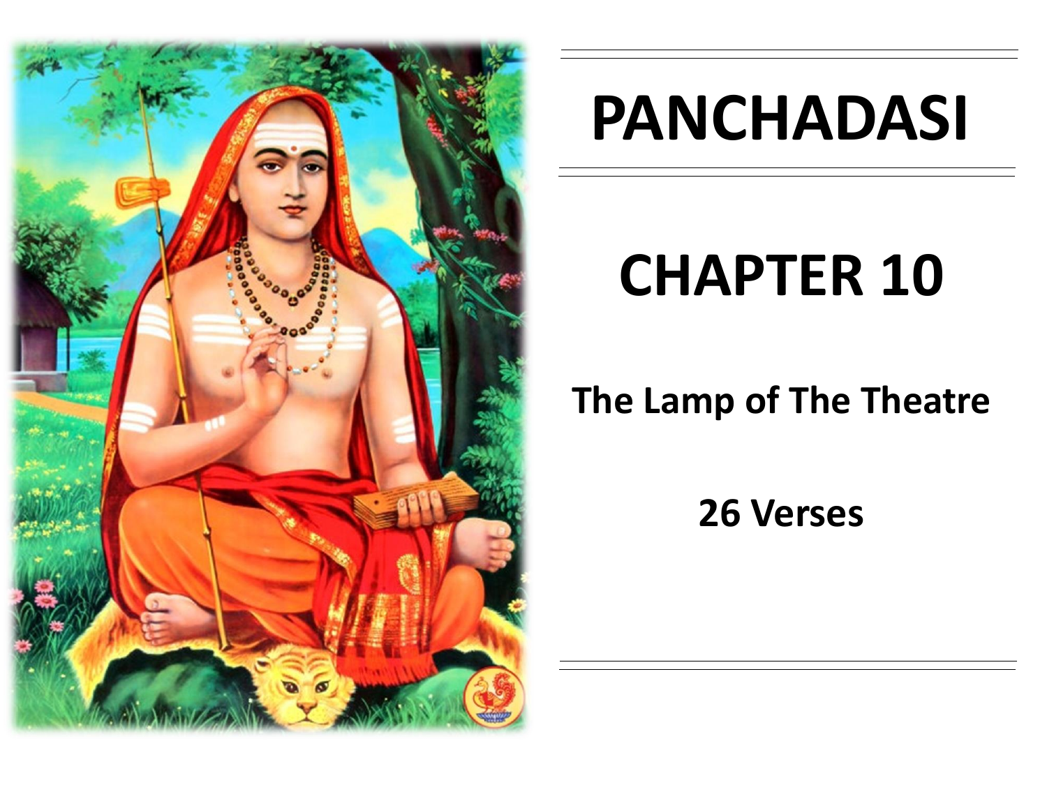# PANCHADASI

# CHAPTER 10

## The Lamp of The Theatre

### 26 Verses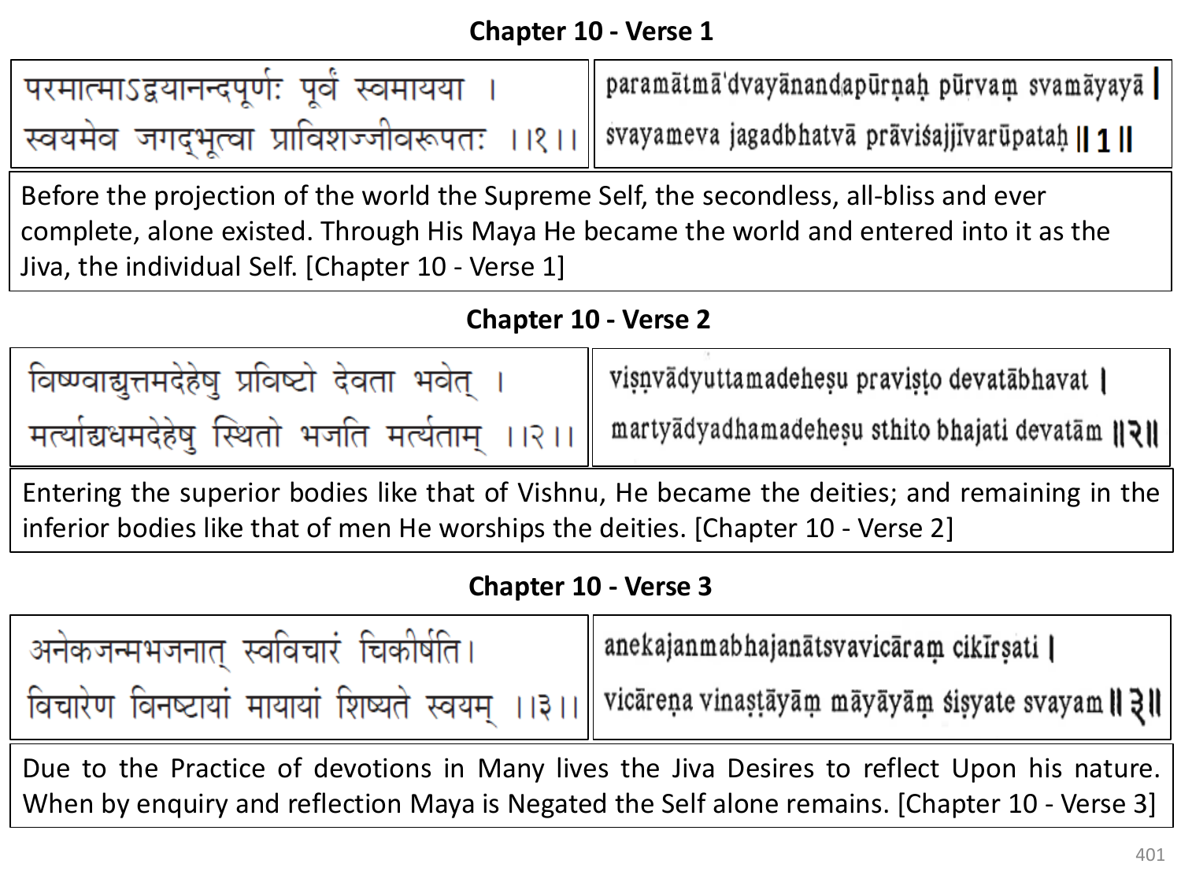### Chapter 10 - Verse 1

परमात्माऽद्वयानन्दपूर्णः पूर्वं स्वमायया ।
स्वयमेव जगद्भूत्वा प्राविशज्जीवरूपतः ।।१।।

paramātmā'dvayānandapūrṇaḥ pūrvaṃ svamāyayā |
svayameva jagadbhatvā prāviśajjīvarūpataḥ || 1 ||

Before the projection of the world the Supreme Self, the secondless, all-bliss and ever complete, alone existed. Through His Maya He became the world and entered into it as the Jiva, the individual Self. [Chapter 10 - Verse 1]

### Chapter 10 - Verse 2

विष्ण्वाद्युत्तमदेहेषु प्रविष्टो देवता भवेत् ।
मर्त्याद्यधमदेहेषु स्थितो भजति मर्त्यताम् ।।२।।

viṣṇvādyuttamadeheṣu praviṣṭo devatābhavat |
martyādyadhamadeheṣu sthito bhajati devatām ||२||

Entering the superior bodies like that of Vishnu, He became the deities; and remaining in the inferior bodies like that of men He worships the deities. [Chapter 10 - Verse 2]

### Chapter 10 - Verse 3

अनेकजन्मभजनात् स्वविचारं चिकीर्षति।
विचारेण विनष्टायां मायायां शिष्यते स्वयम् ।।३।।

anekajanmabhajanātsvavicāraṃ cikīrṣati |
vicāreṇa vinaṣṭāyāṃ māyāyāṃ śiṣyate svayam ||३||

Due to the Practice of devotions in Many lives the Jiva Desires to reflect Upon his nature. When by enquiry and reflection Maya is Negated the Self alone remains. [Chapter 10 - Verse 3]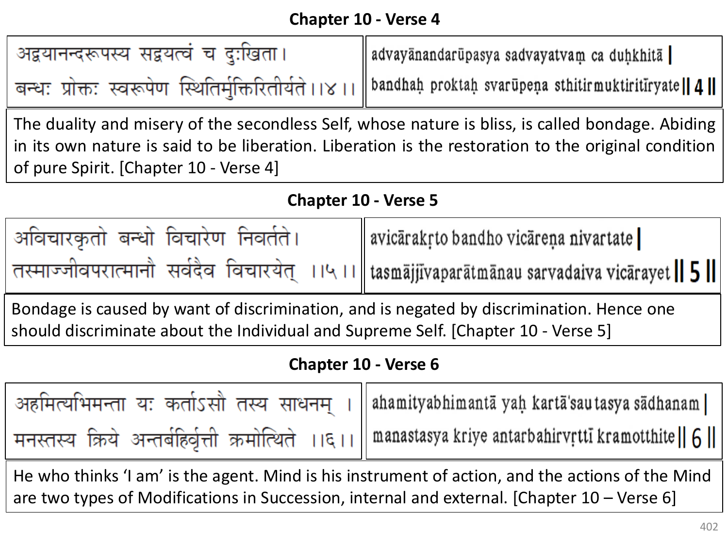## Chapter 10 - Verse 4

| अद्वयानन्दरूपस्य सद्वयत्वं च दुःखिता।<br>बन्धः प्रोक्तः स्वरूपेण स्थितिर्मुक्तिरितीर्यते।।४।। | advayānandarūpasya sadvayatvaṃ ca duḥkhitā \|<br>bandhaḥ proktaḥ svarūpeṇa sthitirmuktiritīryate \|\| 4 \|\| |
|---|---|

The duality and misery of the secondless Self, whose nature is bliss, is called bondage. Abiding in its own nature is said to be liberation. Liberation is the restoration to the original condition of pure Spirit. [Chapter 10 - Verse 4]

## Chapter 10 - Verse 5

| अविचारकृतो बन्धो विचारेण निवर्तते।<br>तस्माज्जीवपरात्मानौ सर्वदैव विचारयेत् ।।५।। | avicārakṛto bandho vicāreṇa nivartate \|<br>tasmājjīvaparātmānau sarvadaiva vicārayet \|\| 5 \|\| |
|---|---|

Bondage is caused by want of discrimination, and is negated by discrimination. Hence one should discriminate about the Individual and Supreme Self. [Chapter 10 - Verse 5]

## Chapter 10 - Verse 6

| अहमित्यभिमन्ता यः कर्ताऽसौ तस्य साधनम् ।<br>मनस्तस्य क्रिये अन्तर्बहिर्वृत्ती क्रमोत्थिते ।।६।। | ahamityabhimantā yaḥ kartā'sau tasya sādhanam \|<br>manastasya kriye antarbahirvṛttī kramotthite \|\| 6 \|\| |
|---|---|

He who thinks 'I am' is the agent. Mind is his instrument of action, and the actions of the Mind are two types of Modifications in Succession, internal and external. [Chapter 10 – Verse 6]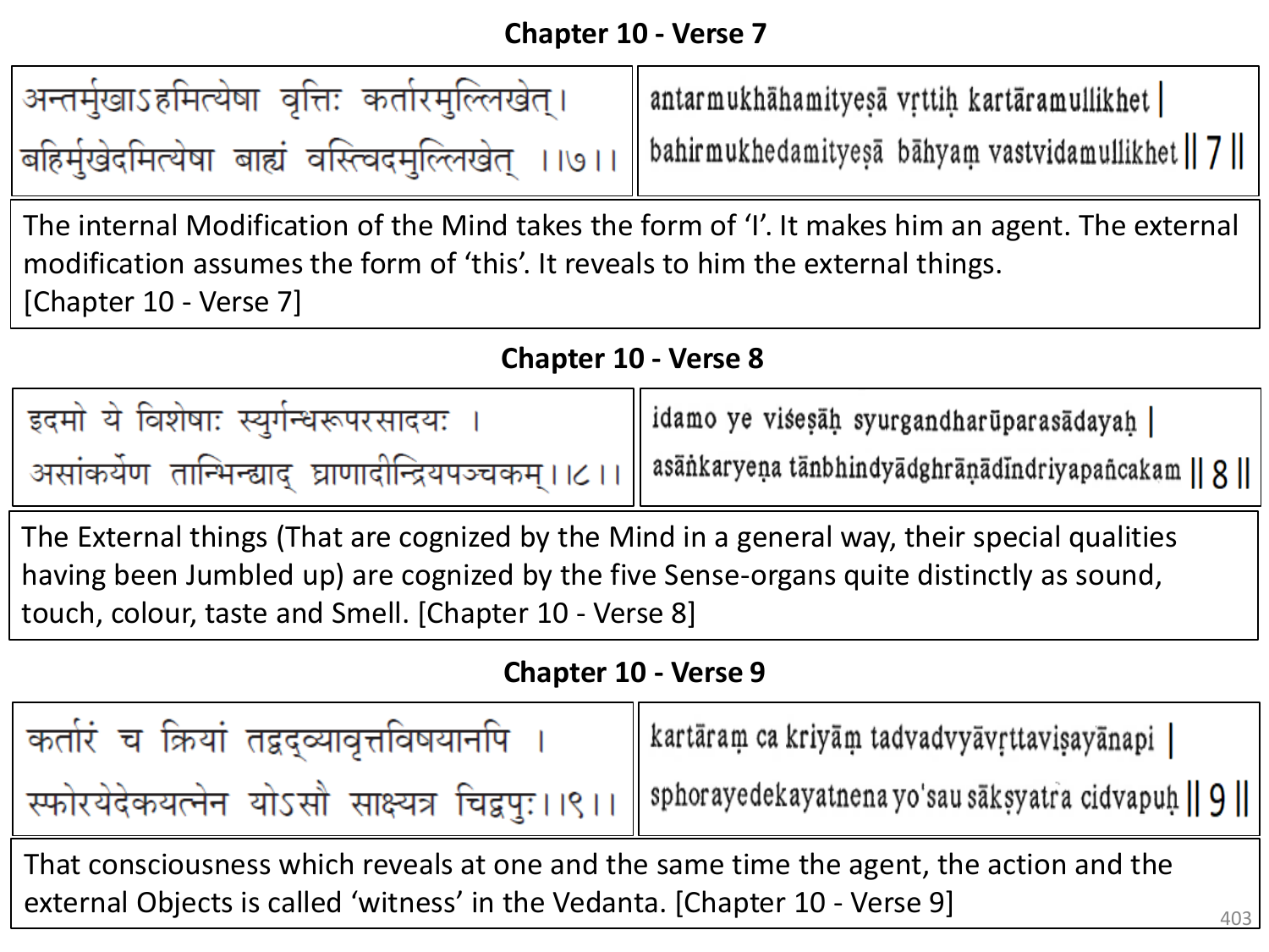## Chapter 10 - Verse 7

| | |
|---|---|
| अन्तर्मुखाऽहमित्येषा वृत्तिः कर्तारमुल्लिखेत् ।<br>बहिर्मुखेदमित्येषा बाह्यं वस्त्विदमुल्लिखेत् ।।७।। | antarmukhāhamityeṣā vṛttiḥ kartāramullikhet \|<br>bahirmukhedamityeṣā bāhyaṃ vastvidamullikhet \|\| 7 \|\| |

The internal Modification of the Mind takes the form of 'I'. It makes him an agent. The external modification assumes the form of 'this'. It reveals to him the external things. [Chapter 10 - Verse 7]

## Chapter 10 - Verse 8

| | |
|---|---|
| इदमो ये विशेषाः स्युर्गन्धरूपरसादयः ।<br>असांकर्येण तान्भिन्द्याद् घ्राणादीन्द्रियपञ्चकम् ।।८।। | idamo ye viśeṣāḥ syurgandharūparasādayaḥ \|<br>asāṅkaryeṇa tānbhindyādghrāṇādīndriyapañcakam \|\| 8 \|\| |

The External things (That are cognized by the Mind in a general way, their special qualities having been Jumbled up) are cognized by the five Sense-organs quite distinctly as sound, touch, colour, taste and Smell. [Chapter 10 - Verse 8]

## Chapter 10 - Verse 9

| | |
|---|---|
| कर्तारं च क्रियां तद्वद्व्यावृत्तविषयानपि ।<br>स्फोरयेदेकयत्नेन योऽसौ साक्ष्यत्र चिद्वपुः ।।९।। | kartāraṃ ca kriyāṃ tadvadvyāvṛttaviṣayānapi \|<br>sphorayedekayatnena yo'sau sākṣyatra cidvapuḥ \|\| 9 \|\| |

That consciousness which reveals at one and the same time the agent, the action and the external Objects is called 'witness' in the Vedanta. [Chapter 10 - Verse 9]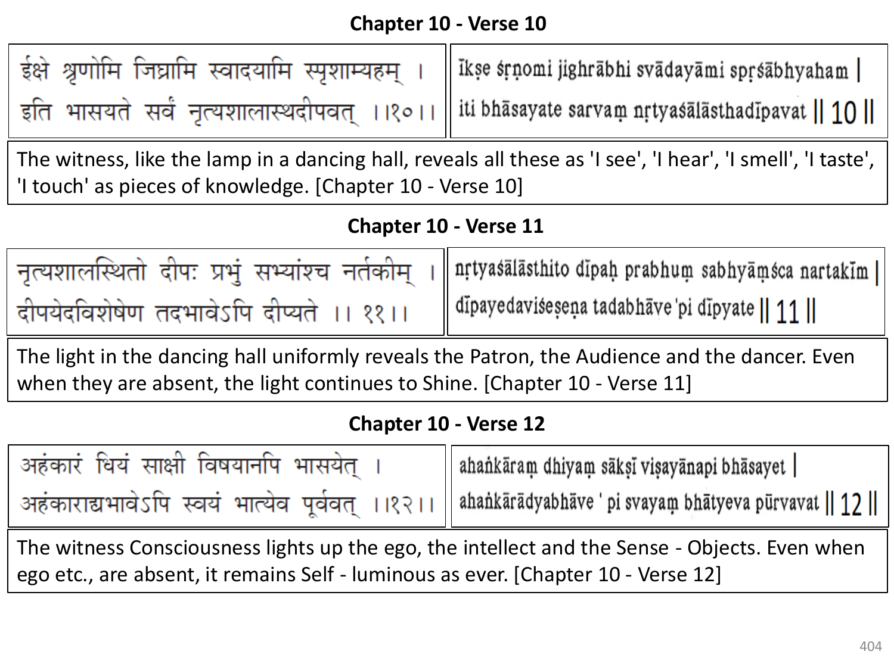## Chapter 10 - Verse 10

ईक्षे श्रृणोमि जिघ्रामि स्वादयामि स्पृशाम्यहम् ।
इति भासयते सर्वं नृत्यशालास्थदीपवत् ।।१०।।

 īkṣe śṛṇomi jighrābhi svādayāmi spṛśābhyaham |
iti bhāsayate sarvaṃ nṛtyaśālāsthadīpavat || 10 ||

The witness, like the lamp in a dancing hall, reveals all these as 'I see', 'I hear', 'I smell', 'I taste', 'I touch' as pieces of knowledge. [Chapter 10 - Verse 10]

## Chapter 10 - Verse 11

नृत्यशालस्थितो दीपः प्रभुं सभ्यांश्च नर्तकीम् ।
दीपयेदविशेषेण तदभावेऽपि दीप्यते ।। ११।।

nṛtyaśālāsthito dīpaḥ prabhuṃ sabhyāṃśca nartakīm |
dīpayedaviśeṣeṇa tadabhāve'pi dīpyate || 11 ||

The light in the dancing hall uniformly reveals the Patron, the Audience and the dancer. Even when they are absent, the light continues to Shine. [Chapter 10 - Verse 11]

## Chapter 10 - Verse 12

अहंकारं धियं साक्षी विषयानपि भासयेत् ।
अहंकाराद्यभावेऽपि स्वयं भात्येव पूर्ववत् ।।१२।।

ahaṅkāraṃ dhiyaṃ sākṣī viṣayānapi bhāsayet |
ahaṅkārādyabhāve ' pi svayaṃ bhātyeva pūrvavat || 12 ||

The witness Consciousness lights up the ego, the intellect and the Sense - Objects. Even when ego etc., are absent, it remains Self - luminous as ever. [Chapter 10 - Verse 12]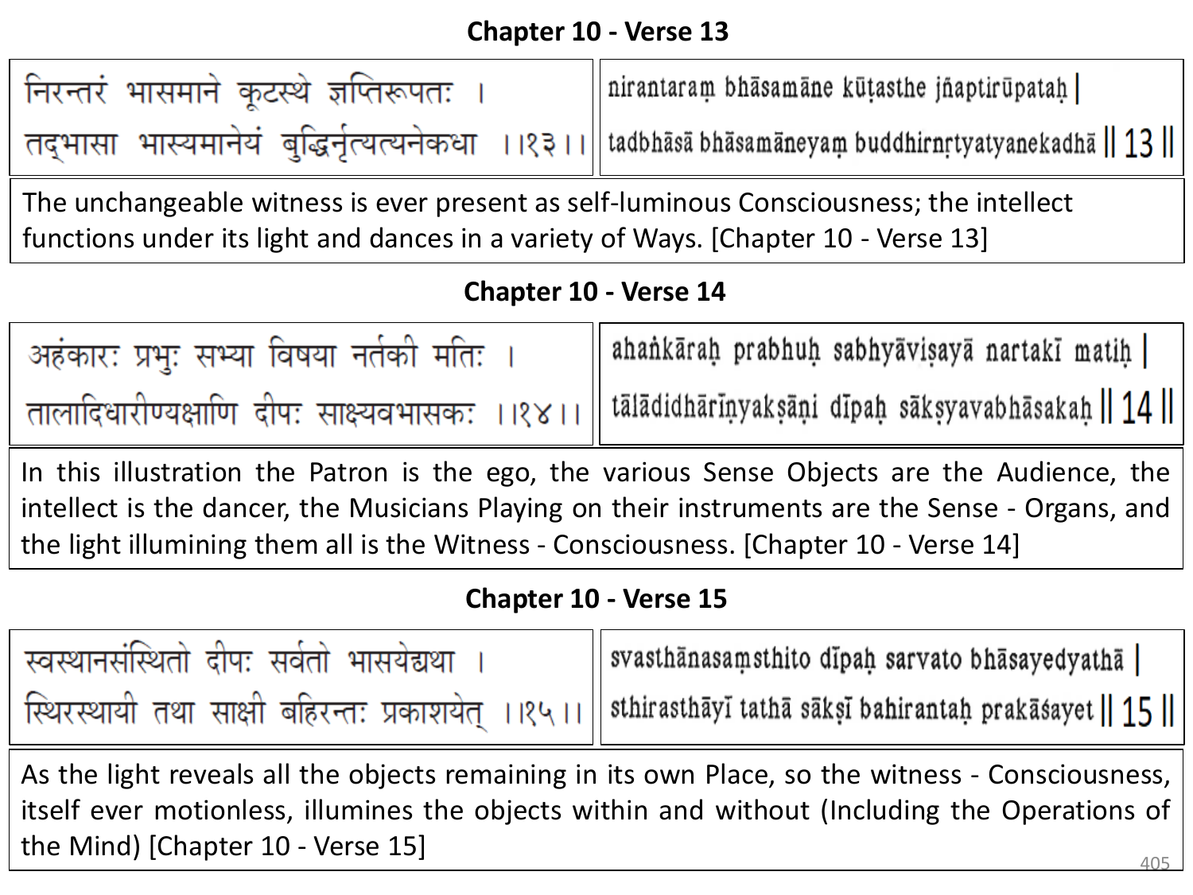## Chapter 10 - Verse 13

| | |
|---|---|
| निरन्तरं भासमाने कूटस्थे ज्ञप्तिरूपतः । <br> तद्भासा भास्यमानेयं बुद्धिर्नृत्यत्यनेकधा ।।१३।। | nirantaraṃ bhāsamāne kūṭasthe jñaptirūpataḥ \| <br> tadbhāsā bhāsamāneyaṃ buddhirnṛtyatyanekadhā \|\| 13 \|\| |

The unchangeable witness is ever present as self-luminous Consciousness; the intellect functions under its light and dances in a variety of Ways. [Chapter 10 - Verse 13]

## Chapter 10 - Verse 14

| | |
|---|---|
| अहंकारः प्रभुः सभ्या विषया नर्तकी मतिः । <br> तालादिधारीण्यक्षाणि दीपः साक्ष्यवभासकः ।।१४।। | ahaṅkāraḥ prabhuḥ sabhyāviṣayā nartakī matiḥ \| <br> tālādidhārīṇyakṣāṇi dīpaḥ sākṣyavabhāsakaḥ \|\| 14 \|\| |

In this illustration the Patron is the ego, the various Sense Objects are the Audience, the intellect is the dancer, the Musicians Playing on their instruments are the Sense - Organs, and the light illumining them all is the Witness - Consciousness. [Chapter 10 - Verse 14]

## Chapter 10 - Verse 15

| | |
|---|---|
| स्वस्थानसंस्थितो दीपः सर्वतो भासयेद्यथा । <br> स्थिरस्थायी तथा साक्षी बहिरन्तः प्रकाशयेत् ।।१५।। | svasthānasaṃsthito dīpaḥ sarvato bhāsayedyathā \| <br> sthirasthāyī tathā sākṣī bahirantaḥ prakāśayet \|\| 15 \|\| |

As the light reveals all the objects remaining in its own Place, so the witness - Consciousness, itself ever motionless, illumines the objects within and without (Including the Operations of the Mind) [Chapter 10 - Verse 15]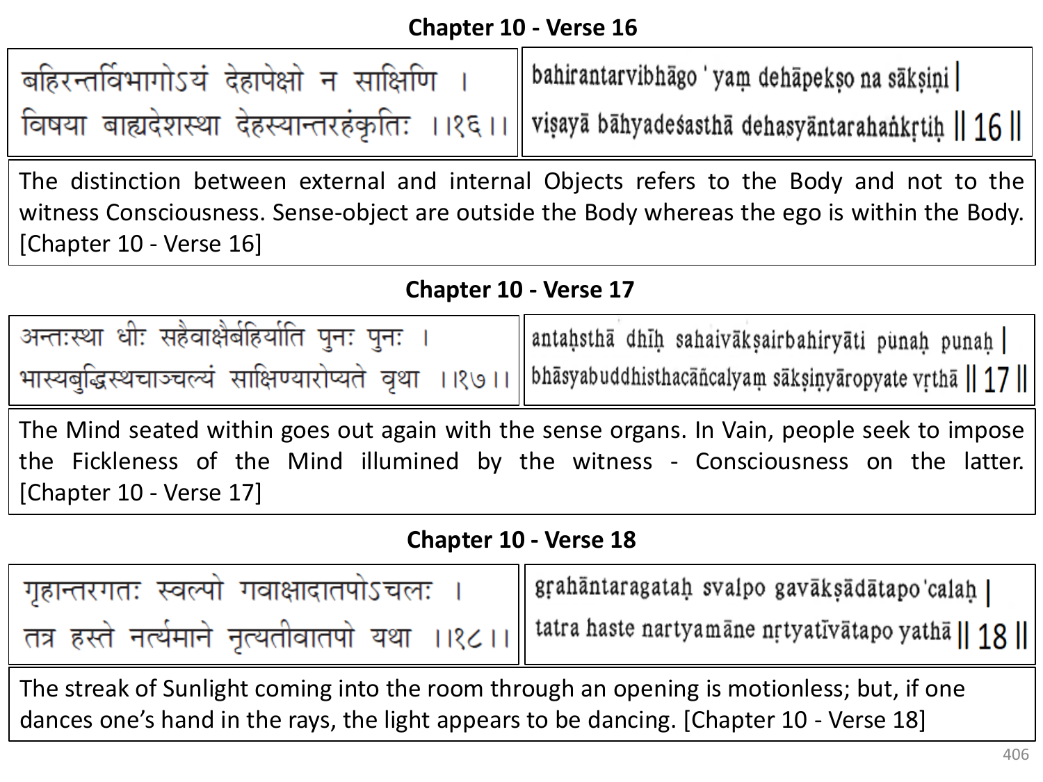### Chapter 10 - Verse 16

बहिरन्तर्विभागोऽयं देहापेक्षो न साक्षिणि ।
विषया बाह्यदेशस्था देहस्यान्तरहंकृतिः ।।१६।।

bahirantarvibhāgo ' yaṃ dehāpekṣo na sākṣiṇi |
viṣayā bāhyadeśasthā dehasyāntarahaṅkṛtiḥ || 16 ||

The distinction between external and internal Objects refers to the Body and not to the witness Consciousness. Sense-object are outside the Body whereas the ego is within the Body. [Chapter 10 - Verse 16]

### Chapter 10 - Verse 17

अन्तःस्था धीः सहैवाक्षैर्बहिर्याति पुनः पुनः ।
भास्यबुद्धिस्थचाञ्चल्यं साक्षिण्यारोप्यते वृथा ।।१७।।

antaḥsthā dhīḥ sahaivākṣairbahiryāti punaḥ punaḥ |
bhāsyabuddhisthacāñcalyaṃ sākṣiṇyāropyate vṛthā || 17 ||

The Mind seated within goes out again with the sense organs. In Vain, people seek to impose the Fickleness of the Mind illumined by the witness - Consciousness on the latter. [Chapter 10 - Verse 17]

### Chapter 10 - Verse 18

गृहान्तरगतः स्वल्पो गवाक्षादातपोऽचलः ।
तत्र हस्ते नर्त्यमाने नृत्यतीवातपो यथा ।।१८।।

gṛhāntaragataḥ svalpo gavākṣādātapo'calaḥ |
tatra haste nartyamāne nṛtyatīvātapo yathā || 18 ||

The streak of Sunlight coming into the room through an opening is motionless; but, if one dances one's hand in the rays, the light appears to be dancing. [Chapter 10 - Verse 18]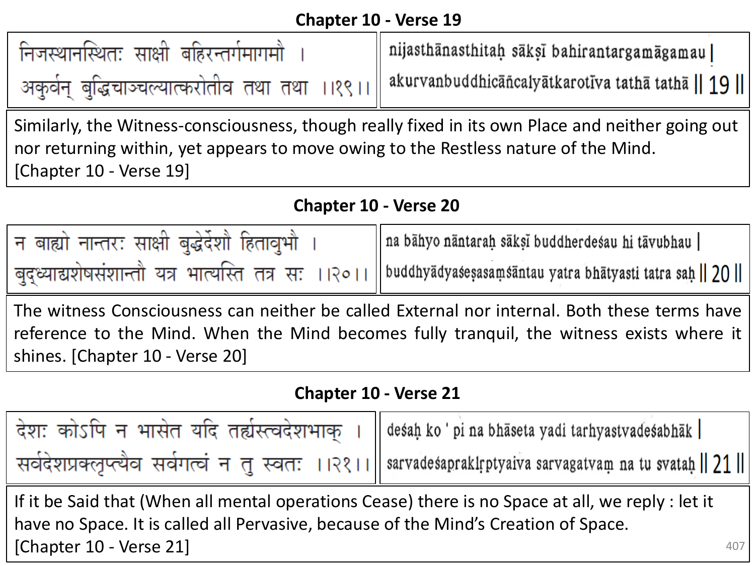## Chapter 10 - Verse 19

| | |
|---|---|
| निजस्थानस्थितः साक्षी बहिरन्तर्गमागमौ ।<br>अकुर्वन् बुद्धिचाञ्चल्यात्करोतीव तथा तथा ।।१९।। | nijasthānasthitaḥ sākṣī bahirantargamāgamau \|<br>akurvanbuddhicāñcalyātkarotīva tathā tathā \|\| 19 \|\| |

Similarly, the Witness-consciousness, though really fixed in its own Place and neither going out nor returning within, yet appears to move owing to the Restless nature of the Mind. [Chapter 10 - Verse 19]

## Chapter 10 - Verse 20

| | |
|---|---|
| न बाह्यो नान्तरः साक्षी बुद्धेर्देशौ हिताावुभौ ।<br>बुद्ध्याद्यशेषसंशान्तौ यत्र भात्यस्ति तत्र सः ।।२०।। | na bāhyo nāntaraḥ sākṣī buddherdeśau hi tāvubhau \|<br>buddhyādyaśeṣasaṃśāntau yatra bhātyasti tatra saḥ \|\| 20 \|\| |

The witness Consciousness can neither be called External nor internal. Both these terms have reference to the Mind. When the Mind becomes fully tranquil, the witness exists where it shines. [Chapter 10 - Verse 20]

## Chapter 10 - Verse 21

| | |
|---|---|
| देशः कोऽपि न भासेत यदि तर्ह्यस्त्वदेशभाक् ।<br>सर्वदेशप्रक्लृप्त्यैव सर्वगत्वं न तु स्वतः ।।२१।। | deśaḥ ko ' pi na bhāseta yadi tarhyastvadeśabhāk \|<br>sarvadeśaprakḷptyaiva sarvagatvaṃ na tu svataḥ \|\| 21 \|\| |

If it be Said that (When all mental operations Cease) there is no Space at all, we reply : let it have no Space. It is called all Pervasive, because of the Mind's Creation of Space. [Chapter 10 - Verse 21]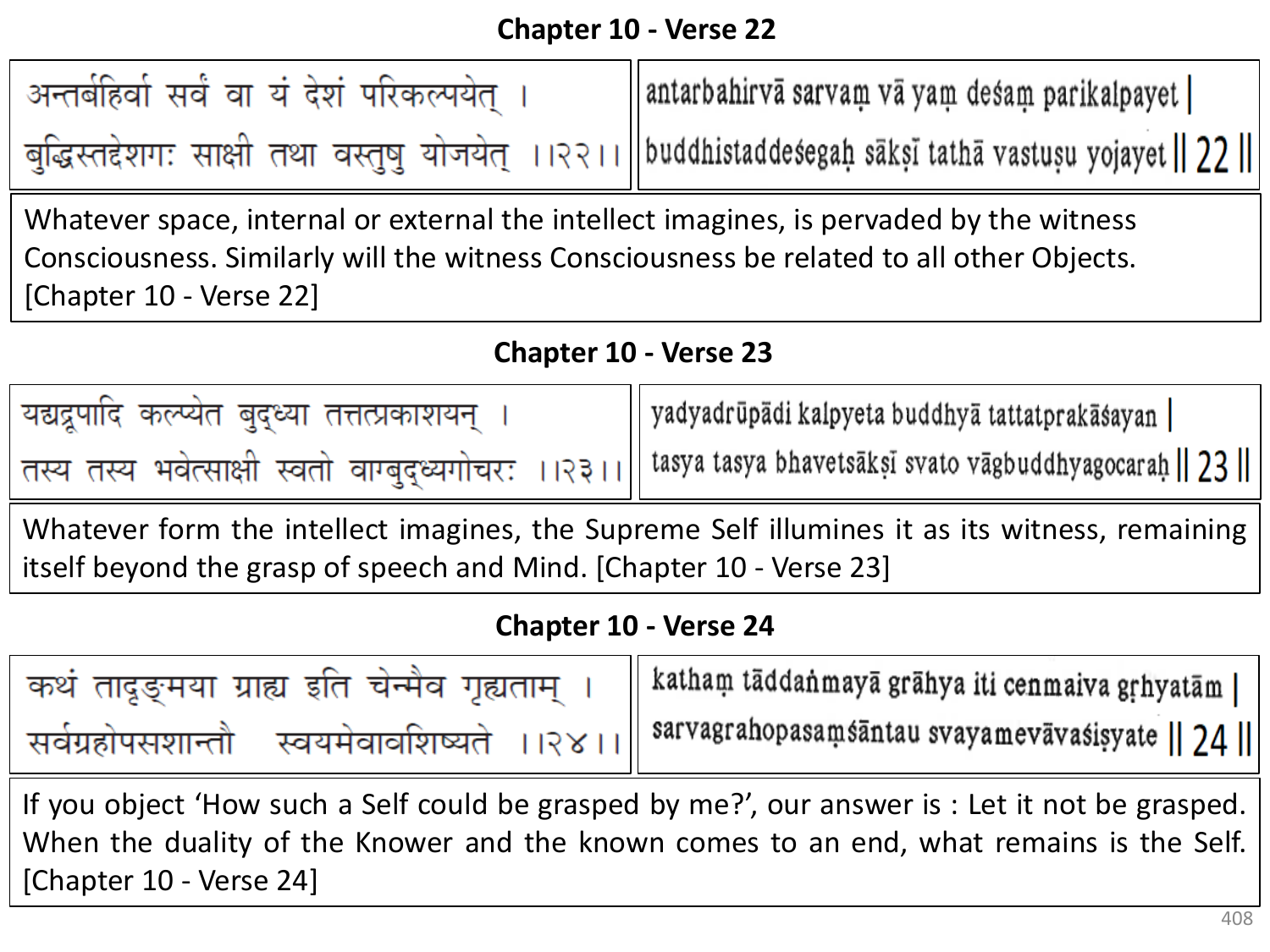## Chapter 10 - Verse 22

अन्तर्बहिर्वा सर्वं वा यं देशं परिकल्पयेत् ।
बुद्धिस्तद्देशगः साक्षी तथा वस्तुषु योजयेत् ।।२२।।

antarbahirvā sarvaṃ vā yaṃ deśaṃ parikalpayet |
buddhistaddeśegaḥ sākṣī tathā vastuṣu yojayet || 22 ||

Whatever space, internal or external the intellect imagines, is pervaded by the witness Consciousness. Similarly will the witness Consciousness be related to all other Objects. [Chapter 10 - Verse 22]

## Chapter 10 - Verse 23

यद्यद्रूपादि कल्प्येत बुद्ध्या तत्तत्प्रकाशयन् ।
तस्य तस्य भवेत्साक्षी स्वतो वाग्बुद्ध्यगोचरः ।।२३।।

yadyadrūpādi kalpyeta buddhyā tattatprakāśayan |
tasya tasya bhavetsākṣī svato vāgbuddhyagocaraḥ || 23 ||

Whatever form the intellect imagines, the Supreme Self illumines it as its witness, remaining itself beyond the grasp of speech and Mind. [Chapter 10 - Verse 23]

## Chapter 10 - Verse 24

कथं तादृङ्मया ग्राह्य इति चेन्मैव गृह्यताम् ।
सर्वग्रहोपसशान्तौ स्वयमेवावशिष्यते ।।२४।।

kathaṃ tāddaṅmayā grāhya iti cenmaiva gṛhyatām |
sarvagrahopasaṃśāntau svayamevāvaśiṣyate || 24 ||

If you object 'How such a Self could be grasped by me?', our answer is : Let it not be grasped. When the duality of the Knower and the known comes to an end, what remains is the Self. [Chapter 10 - Verse 24]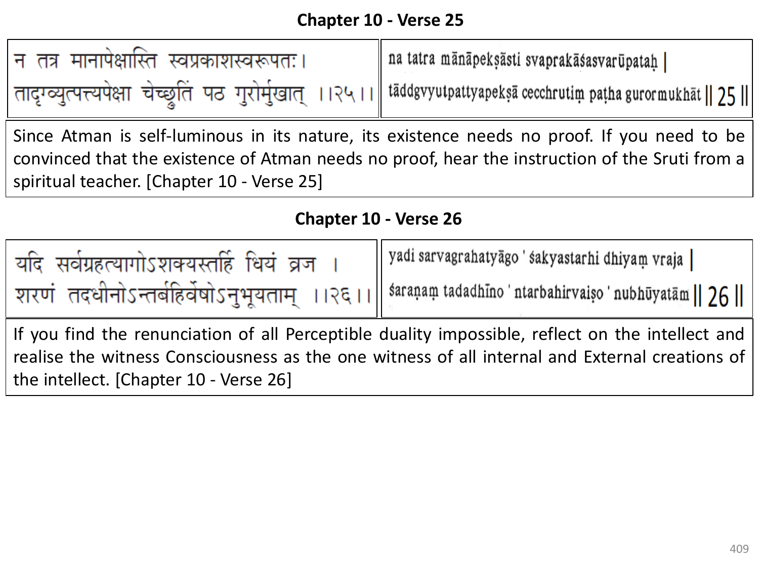## Chapter 10 - Verse 25

| | |
|---|---|
| न तत्र मानापेक्षास्ति स्वप्रकाशस्वरूपतः। तादृग्व्युत्पत्त्यपेक्षा चेच्छ्रुतिं पठ गुरोर्मुखात् ।।२५।। | na tatra mānāpekṣāsti svaprakāśasvarūpataḥ \| tāddgvyutpattyapekṣā cecchrutiṃ paṭha gurormukhāt \|\| 25 \|\| |

Since Atman is self-luminous in its nature, its existence needs no proof. If you need to be convinced that the existence of Atman needs no proof, hear the instruction of the Sruti from a spiritual teacher. [Chapter 10 - Verse 25]

## Chapter 10 - Verse 26

| | |
|---|---|
| यदि सर्वग्रहत्यागोऽशक्यस्तर्हि धियं व्रज । शरणं तदधीनोऽन्तर्बहिर्वैषोऽनुभूयताम् ।।२६।। | yadi sarvagrahatyāgo ' śakyastarhi dhiyaṃ vraja \| śaraṇaṃ tadadhīno ' ntarbahirvaiṣo ' nubhūyatām \|\| 26 \|\| |

If you find the renunciation of all Perceptible duality impossible, reflect on the intellect and realise the witness Consciousness as the one witness of all internal and External creations of the intellect. [Chapter 10 - Verse 26]